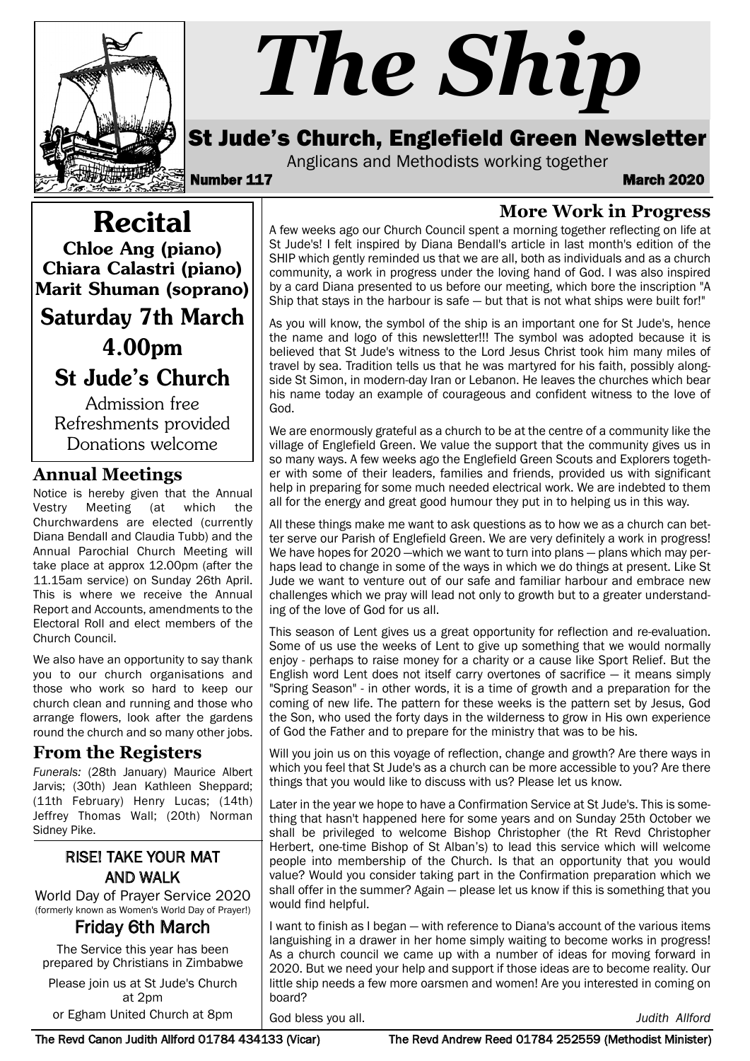# The Ship

## St Jude's Church, Englefield Green Newsletter

Anglicans and Methodists working together

**Number 117** **March 2020**

## Recital

**Chloe Ang (piano)**
**Chiara Calastri (piano)**
**Marit Shuman (soprano)**

**Saturday 7th March**

**4.00pm**

**St Jude's Church**

Admission free
Refreshments provided
Donations welcome

## Annual Meetings

Notice is hereby given that the Annual Vestry Meeting (at which the Churchwardens are elected (currently Diana Bendall and Claudia Tubb) and the Annual Parochial Church Meeting will take place at approx 12.00pm (after the 11.15am service) on Sunday 26th April. This is where we receive the Annual Report and Accounts, amendments to the Electoral Roll and elect members of the Church Council.

We also have an opportunity to say thank you to our church organisations and those who work so hard to keep our church clean and running and those who arrange flowers, look after the gardens round the church and so many other jobs.

## From the Registers

*Funerals:* (28th January) Maurice Albert Jarvis; (30th) Jean Kathleen Sheppard; (11th February) Henry Lucas; (14th) Jeffrey Thomas Wall; (20th) Norman Sidney Pike.

### RISE! TAKE YOUR MAT AND WALK

World Day of Prayer Service 2020
(formerly known as Women's World Day of Prayer!)

### Friday 6th March

The Service this year has been prepared by Christians in Zimbabwe

Please join us at St Jude's Church at 2pm
or Egham United Church at 8pm

## More Work in Progress

A few weeks ago our Church Council spent a morning together reflecting on life at St Jude's! I felt inspired by Diana Bendall's article in last month's edition of the SHIP which gently reminded us that we are all, both as individuals and as a church community, a work in progress under the loving hand of God. I was also inspired by a card Diana presented to us before our meeting, which bore the inscription "A Ship that stays in the harbour is safe — but that is not what ships were built for!"

As you will know, the symbol of the ship is an important one for St Jude's, hence the name and logo of this newsletter!!! The symbol was adopted because it is believed that St Jude's witness to the Lord Jesus Christ took him many miles of travel by sea. Tradition tells us that he was martyred for his faith, possibly alongside St Simon, in modern-day Iran or Lebanon. He leaves the churches which bear his name today an example of courageous and confident witness to the love of God.

We are enormously grateful as a church to be at the centre of a community like the village of Englefield Green. We value the support that the community gives us in so many ways. A few weeks ago the Englefield Green Scouts and Explorers together with some of their leaders, families and friends, provided us with significant help in preparing for some much needed electrical work. We are indebted to them all for the energy and great good humour they put in to helping us in this way.

All these things make me want to ask questions as to how we as a church can better serve our Parish of Englefield Green. We are very definitely a work in progress! We have hopes for 2020 —which we want to turn into plans — plans which may perhaps lead to change in some of the ways in which we do things at present. Like St Jude we want to venture out of our safe and familiar harbour and embrace new challenges which we pray will lead not only to growth but to a greater understanding of the love of God for us all.

This season of Lent gives us a great opportunity for reflection and re-evaluation. Some of us use the weeks of Lent to give up something that we would normally enjoy - perhaps to raise money for a charity or a cause like Sport Relief. But the English word Lent does not itself carry overtones of sacrifice — it means simply "Spring Season" - in other words, it is a time of growth and a preparation for the coming of new life. The pattern for these weeks is the pattern set by Jesus, God the Son, who used the forty days in the wilderness to grow in His own experience of God the Father and to prepare for the ministry that was to be his.

Will you join us on this voyage of reflection, change and growth? Are there ways in which you feel that St Jude's as a church can be more accessible to you? Are there things that you would like to discuss with us? Please let us know.

Later in the year we hope to have a Confirmation Service at St Jude's. This is something that hasn't happened here for some years and on Sunday 25th October we shall be privileged to welcome Bishop Christopher (the Rt Revd Christopher Herbert, one-time Bishop of St Alban's) to lead this service which will welcome people into membership of the Church. Is that an opportunity that you would value? Would you consider taking part in the Confirmation preparation which we shall offer in the summer? Again — please let us know if this is something that you would find helpful.

I want to finish as I began — with reference to Diana's account of the various items languishing in a drawer in her home simply waiting to become works in progress! As a church council we came up with a number of ideas for moving forward in 2020. But we need your help and support if those ideas are to become reality. Our little ship needs a few more oarsmen and women! Are you interested in coming on board?

God bless you all.

*Judith Allford*

The Revd Canon Judith Allford 01784 434133 (Vicar) The Revd Andrew Reed 01784 252559 (Methodist Minister)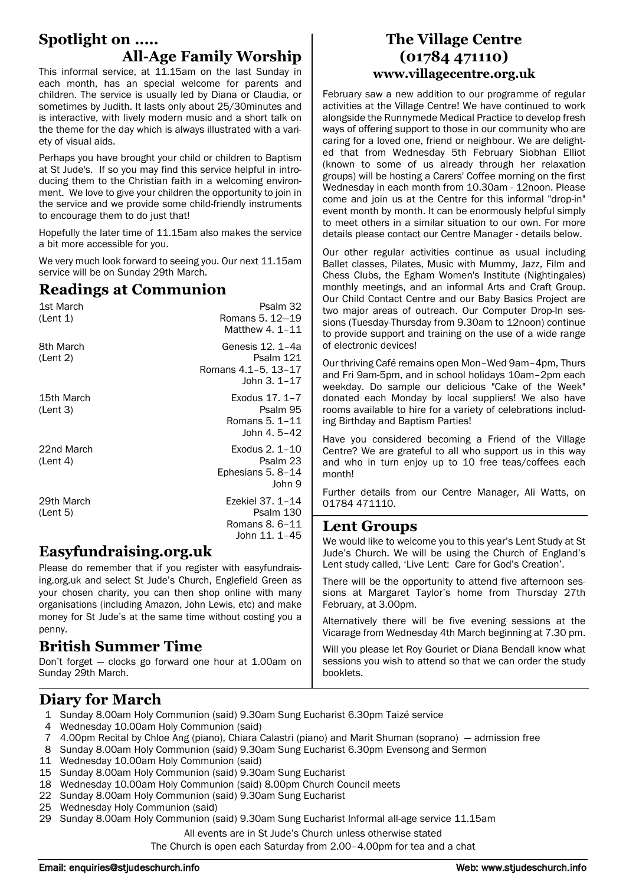## Spotlight on …..

## All-Age Family Worship

This informal service, at 11.15am on the last Sunday in each month, has an special welcome for parents and children. The service is usually led by Diana or Claudia, or sometimes by Judith. It lasts only about 25/30minutes and is interactive, with lively modern music and a short talk on the theme for the day which is always illustrated with a variety of visual aids.

Perhaps you have brought your child or children to Baptism at St Jude's. If so you may find this service helpful in introducing them to the Christian faith in a welcoming environment. We love to give your children the opportunity to join in the service and we provide some child-friendly instruments to encourage them to do just that!

Hopefully the later time of 11.15am also makes the service a bit more accessible for you.

We very much look forward to seeing you. Our next 11.15am service will be on Sunday 29th March.

## Readings at Communion

| | |
|---|---|
| 1st March (Lent 1) | Psalm 32<br>Romans 5. 12—19<br>Matthew 4. 1–11 |
| 8th March (Lent 2) | Genesis 12. 1–4a<br>Psalm 121<br>Romans 4.1–5, 13–17<br>John 3. 1–17 |
| 15th March (Lent 3) | Exodus 17. 1–7<br>Psalm 95<br>Romans 5. 1–11<br>John 4. 5–42 |
| 22nd March (Lent 4) | Exodus 2. 1–10<br>Psalm 23<br>Ephesians 5. 8–14<br>John 9 |
| 29th March (Lent 5) | Ezekiel 37. 1–14<br>Psalm 130<br>Romans 8. 6–11<br>John 11. 1–45 |

## Easyfundraising.org.uk

Please do remember that if you register with easyfundraising.org.uk and select St Jude's Church, Englefield Green as your chosen charity, you can then shop online with many organisations (including Amazon, John Lewis, etc) and make money for St Jude's at the same time without costing you a penny.

## British Summer Time

Don't forget — clocks go forward one hour at 1.00am on Sunday 29th March.

## The Village Centre (01784 471110)

### www.villagecentre.org.uk

February saw a new addition to our programme of regular activities at the Village Centre! We have continued to work alongside the Runnymede Medical Practice to develop fresh ways of offering support to those in our community who are caring for a loved one, friend or neighbour. We are delighted that from Wednesday 5th February Siobhan Elliot (known to some of us already through her relaxation groups) will be hosting a Carers' Coffee morning on the first Wednesday in each month from 10.30am - 12noon. Please come and join us at the Centre for this informal "drop-in" event month by month. It can be enormously helpful simply to meet others in a similar situation to our own. For more details please contact our Centre Manager - details below.

Our other regular activities continue as usual including Ballet classes, Pilates, Music with Mummy, Jazz, Film and Chess Clubs, the Egham Women's Institute (Nightingales) monthly meetings, and an informal Arts and Craft Group. Our Child Contact Centre and our Baby Basics Project are two major areas of outreach. Our Computer Drop-In sessions (Tuesday-Thursday from 9.30am to 12noon) continue to provide support and training on the use of a wide range of electronic devices!

Our thriving Café remains open Mon–Wed 9am–4pm, Thurs and Fri 9am-5pm, and in school holidays 10am–2pm each weekday. Do sample our delicious "Cake of the Week" donated each Monday by local suppliers! We also have rooms available to hire for a variety of celebrations including Birthday and Baptism Parties!

Have you considered becoming a Friend of the Village Centre? We are grateful to all who support us in this way and who in turn enjoy up to 10 free teas/coffees each month!

Further details from our Centre Manager, Ali Watts, on 01784 471110.

## Lent Groups

We would like to welcome you to this year's Lent Study at St Jude's Church. We will be using the Church of England's Lent study called, 'Live Lent: Care for God's Creation'.

There will be the opportunity to attend five afternoon sessions at Margaret Taylor's home from Thursday 27th February, at 3.00pm.

Alternatively there will be five evening sessions at the Vicarage from Wednesday 4th March beginning at 7.30 pm.

Will you please let Roy Gouriet or Diana Bendall know what sessions you wish to attend so that we can order the study booklets.

## Diary for March

1 Sunday 8.00am Holy Communion (said) 9.30am Sung Eucharist 6.30pm Taizé service
4 Wednesday 10.00am Holy Communion (said)
7 4.00pm Recital by Chloe Ang (piano), Chiara Calastri (piano) and Marit Shuman (soprano) — admission free
8 Sunday 8.00am Holy Communion (said) 9.30am Sung Eucharist 6.30pm Evensong and Sermon
11 Wednesday 10.00am Holy Communion (said)
15 Sunday 8.00am Holy Communion (said) 9.30am Sung Eucharist
18 Wednesday 10.00am Holy Communion (said) 8.00pm Church Council meets
22 Sunday 8.00am Holy Communion (said) 9.30am Sung Eucharist
25 Wednesday Holy Communion (said)
29 Sunday 8.00am Holy Communion (said) 9.30am Sung Eucharist Informal all-age service 11.15am

All events are in St Jude's Church unless otherwise stated

The Church is open each Saturday from 2.00–4.00pm for tea and a chat

Email: enquiries@stjudeschurch.info Web: www.stjudeschurch.info